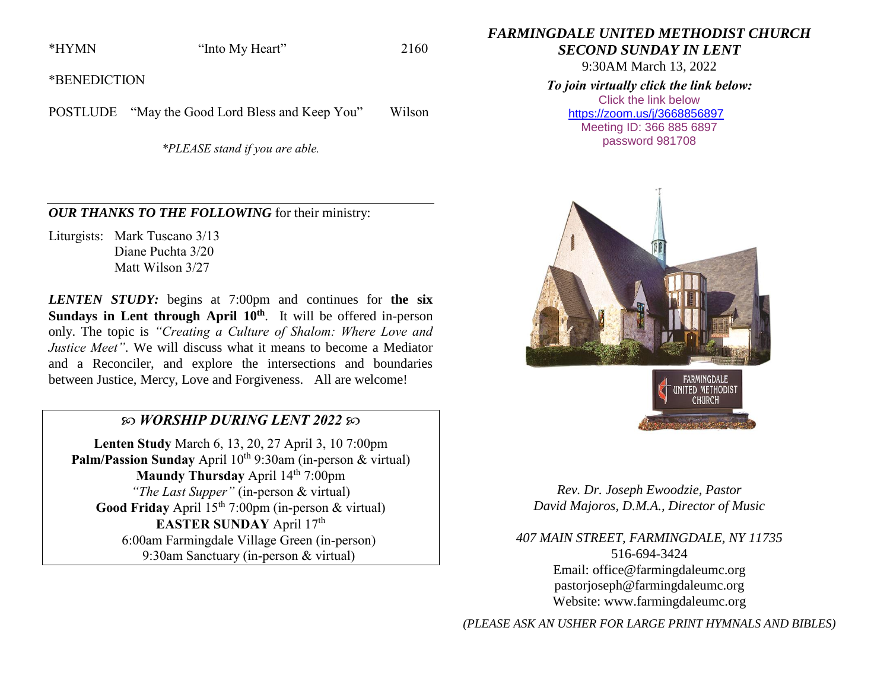\*HYMN "Into My Heart" 2160

\*BENEDICTION

POSTLUDE "May the Good Lord Bless and Keep You" Wilson

*\*PLEASE stand if you are able.*

---

***OUR THANKS TO THE FOLLOWING*** for their ministry:

Liturgists: Mark Tuscano 3/13
Diane Puchta 3/20
Matt Wilson 3/27

***LENTEN STUDY:*** begins at 7:00pm and continues for **the six Sundays in Lent through April 10th**. It will be offered in-person only. The topic is *"Creating a Culture of Shalom: Where Love and Justice Meet"*. We will discuss what it means to become a Mediator and a Reconciler, and explore the intersections and boundaries between Justice, Mercy, Love and Forgiveness. All are welcome!

## ***WORSHIP DURING LENT 2022***

**Lenten Study** March 6, 13, 20, 27 April 3, 10 7:00pm
**Palm/Passion Sunday** April 10th 9:30am (in-person & virtual)
**Maundy Thursday** April 14th 7:00pm
*"The Last Supper"* (in-person & virtual)
**Good Friday** April 15th 7:00pm (in-person & virtual)
**EASTER SUNDAY** April 17th
6:00am Farmingdale Village Green (in-person)
9:30am Sanctuary (in-person & virtual)

# *FARMINGDALE UNITED METHODIST CHURCH*

## *SECOND SUNDAY IN LENT*

9:30AM March 13, 2022

***To join virtually click the link below:***

Click the link below
https://zoom.us/j/3668856897
Meeting ID: 366 885 6897
password 981708

FARMINGDALE UNITED METHODIST CHURCH

*Rev. Dr. Joseph Ewoodzie, Pastor*
*David Majoros, D.M.A., Director of Music*

*407 MAIN STREET, FARMINGDALE, NY 11735*
516-694-3424
Email: office@farmingdaleumc.org
pastorjoseph@farmingdaleumc.org
Website: www.farmingdaleumc.org

*(PLEASE ASK AN USHER FOR LARGE PRINT HYMNALS AND BIBLES)*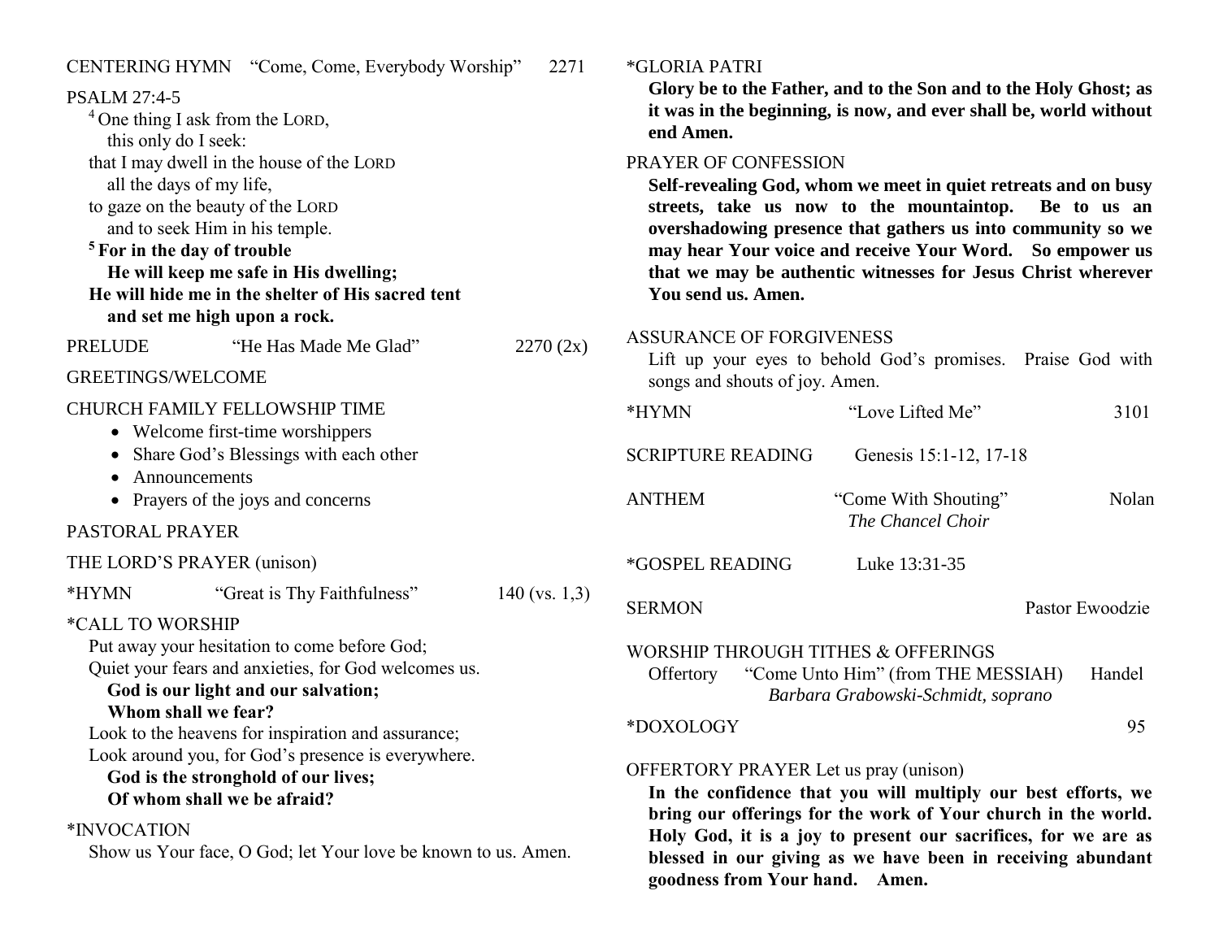CENTERING HYMN "Come, Come, Everybody Worship" 2271

PSALM 27:4-5

[4] One thing I ask from the LORD,
this only do I seek:
that I may dwell in the house of the LORD
all the days of my life,
to gaze on the beauty of the LORD
and to seek Him in his temple.

**[5] For in the day of trouble**
**He will keep me safe in His dwelling;**
**He will hide me in the shelter of His sacred tent**
**and set me high upon a rock.**

PRELUDE "He Has Made Me Glad" 2270 (2x)

GREETINGS/WELCOME

CHURCH FAMILY FELLOWSHIP TIME

- Welcome first-time worshippers
- Share God's Blessings with each other
- Announcements
- Prayers of the joys and concerns

PASTORAL PRAYER

THE LORD'S PRAYER (unison)

*HYMN "Great is Thy Faithfulness" 140 (vs. 1,3)

*CALL TO WORSHIP

Put away your hesitation to come before God;
Quiet your fears and anxieties, for God welcomes us.
**God is our light and our salvation;**
**Whom shall we fear?**
Look to the heavens for inspiration and assurance;
Look around you, for God's presence is everywhere.
**God is the stronghold of our lives;**
**Of whom shall we be afraid?**

*INVOCATION

Show us Your face, O God; let Your love be known to us. Amen.

*GLORIA PATRI

**Glory be to the Father, and to the Son and to the Holy Ghost; as it was in the beginning, is now, and ever shall be, world without end Amen.**

PRAYER OF CONFESSION

**Self-revealing God, whom we meet in quiet retreats and on busy streets, take us now to the mountaintop. Be to us an overshadowing presence that gathers us into community so we may hear Your voice and receive Your Word. So empower us that we may be authentic witnesses for Jesus Christ wherever You send us. Amen.**

ASSURANCE OF FORGIVENESS

Lift up your eyes to behold God's promises. Praise God with songs and shouts of joy. Amen.

*HYMN "Love Lifted Me" 3101

SCRIPTURE READING Genesis 15:1-12, 17-18

ANTHEM "Come With Shouting" Nolan
*The Chancel Choir*

*GOSPEL READING Luke 13:31-35

SERMON Pastor Ewoodzie

WORSHIP THROUGH TITHES & OFFERINGS

Offertory "Come Unto Him" (from THE MESSIAH) Handel
*Barbara Grabowski-Schmidt, soprano*

*DOXOLOGY 95

OFFERTORY PRAYER Let us pray (unison)

**In the confidence that you will multiply our best efforts, we bring our offerings for the work of Your church in the world. Holy God, it is a joy to present our sacrifices, for we are as blessed in our giving as we have been in receiving abundant goodness from Your hand. Amen.**